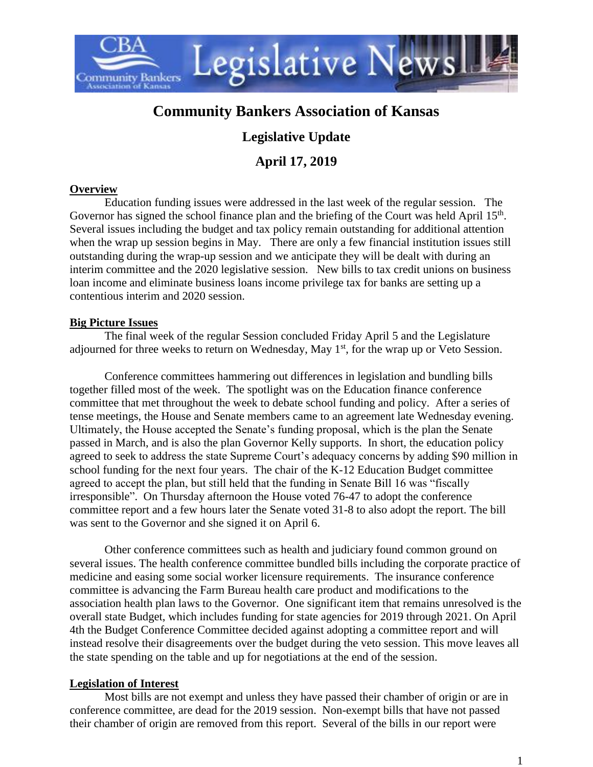# Community Bankers Association of Kansas

## Legislative Update

## April 17, 2019

**Overview**

Education funding issues were addressed in the last week of the regular session. The Governor has signed the school finance plan and the briefing of the Court was held April 15th. Several issues including the budget and tax policy remain outstanding for additional attention when the wrap up session begins in May. There are only a few financial institution issues still outstanding during the wrap-up session and we anticipate they will be dealt with during an interim committee and the 2020 legislative session. New bills to tax credit unions on business loan income and eliminate business loans income privilege tax for banks are setting up a contentious interim and 2020 session.

**Big Picture Issues**

The final week of the regular Session concluded Friday April 5 and the Legislature adjourned for three weeks to return on Wednesday, May 1st, for the wrap up or Veto Session.

Conference committees hammering out differences in legislation and bundling bills together filled most of the week. The spotlight was on the Education finance conference committee that met throughout the week to debate school funding and policy. After a series of tense meetings, the House and Senate members came to an agreement late Wednesday evening. Ultimately, the House accepted the Senate's funding proposal, which is the plan the Senate passed in March, and is also the plan Governor Kelly supports. In short, the education policy agreed to seek to address the state Supreme Court's adequacy concerns by adding $90 million in school funding for the next four years. The chair of the K-12 Education Budget committee agreed to accept the plan, but still held that the funding in Senate Bill 16 was "fiscally irresponsible". On Thursday afternoon the House voted 76-47 to adopt the conference committee report and a few hours later the Senate voted 31-8 to also adopt the report. The bill was sent to the Governor and she signed it on April 6.

Other conference committees such as health and judiciary found common ground on several issues. The health conference committee bundled bills including the corporate practice of medicine and easing some social worker licensure requirements. The insurance conference committee is advancing the Farm Bureau health care product and modifications to the association health plan laws to the Governor. One significant item that remains unresolved is the overall state Budget, which includes funding for state agencies for 2019 through 2021. On April 4th the Budget Conference Committee decided against adopting a committee report and will instead resolve their disagreements over the budget during the veto session. This move leaves all the state spending on the table and up for negotiations at the end of the session.

**Legislation of Interest**

Most bills are not exempt and unless they have passed their chamber of origin or are in conference committee, are dead for the 2019 session. Non-exempt bills that have not passed their chamber of origin are removed from this report. Several of the bills in our report were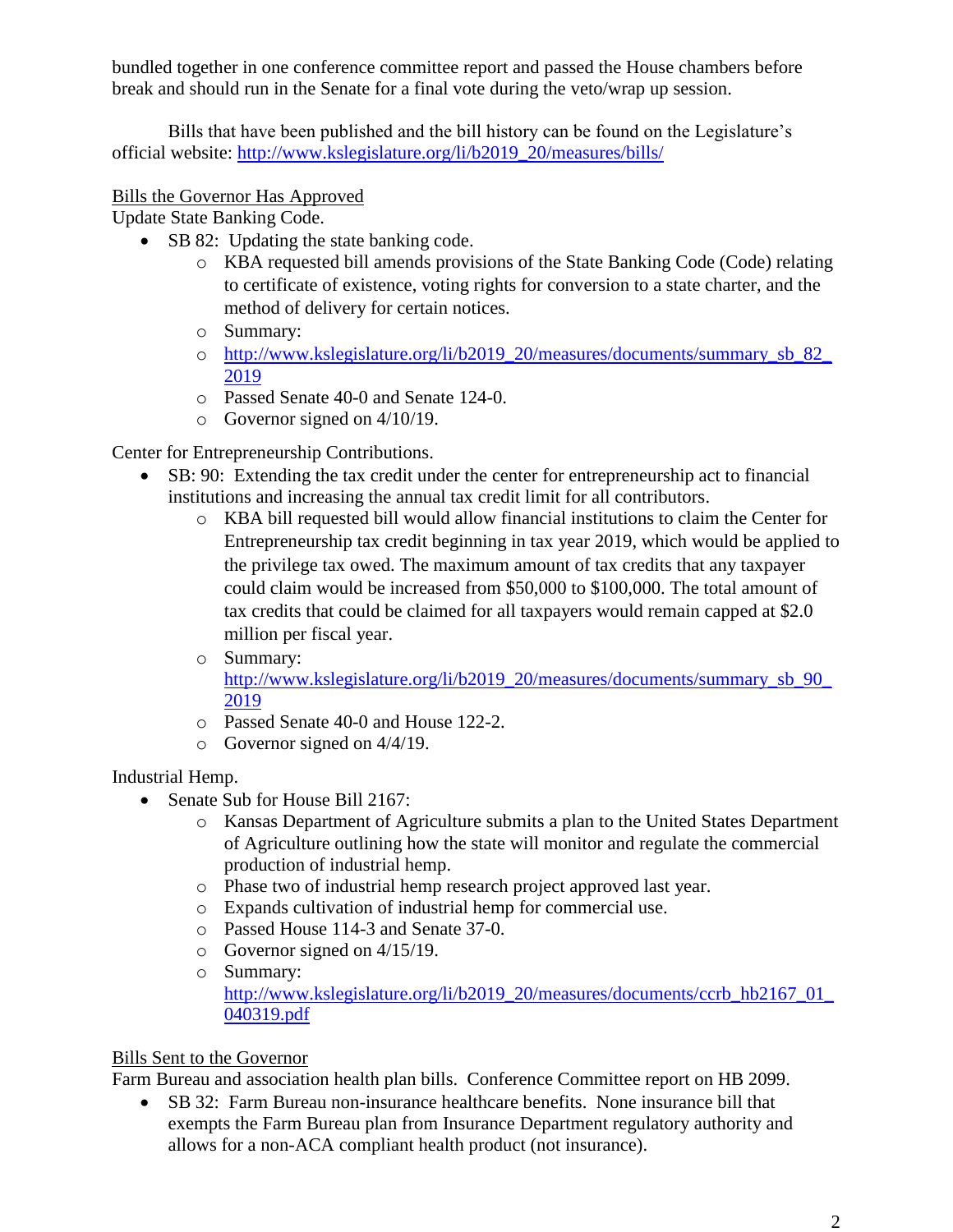bundled together in one conference committee report and passed the House chambers before break and should run in the Senate for a final vote during the veto/wrap up session.

Bills that have been published and the bill history can be found on the Legislature's official website: http://www.kslegislature.org/li/b2019_20/measures/bills/

Bills the Governor Has Approved

Update State Banking Code.

- SB 82: Updating the state banking code.
  - KBA requested bill amends provisions of the State Banking Code (Code) relating to certificate of existence, voting rights for conversion to a state charter, and the method of delivery for certain notices.
  - Summary:
  - http://www.kslegislature.org/li/b2019_20/measures/documents/summary_sb_82_2019
  - Passed Senate 40-0 and Senate 124-0.
  - Governor signed on 4/10/19.

Center for Entrepreneurship Contributions.

- SB: 90: Extending the tax credit under the center for entrepreneurship act to financial institutions and increasing the annual tax credit limit for all contributors.
  - KBA bill requested bill would allow financial institutions to claim the Center for Entrepreneurship tax credit beginning in tax year 2019, which would be applied to the privilege tax owed. The maximum amount of tax credits that any taxpayer could claim would be increased from $50,000 to $100,000. The total amount of tax credits that could be claimed for all taxpayers would remain capped at $2.0 million per fiscal year.
  - Summary: http://www.kslegislature.org/li/b2019_20/measures/documents/summary_sb_90_2019
  - Passed Senate 40-0 and House 122-2.
  - Governor signed on 4/4/19.

Industrial Hemp.

- Senate Sub for House Bill 2167:
  - Kansas Department of Agriculture submits a plan to the United States Department of Agriculture outlining how the state will monitor and regulate the commercial production of industrial hemp.
  - Phase two of industrial hemp research project approved last year.
  - Expands cultivation of industrial hemp for commercial use.
  - Passed House 114-3 and Senate 37-0.
  - Governor signed on 4/15/19.
  - Summary: http://www.kslegislature.org/li/b2019_20/measures/documents/ccrb_hb2167_01_040319.pdf

Bills Sent to the Governor

Farm Bureau and association health plan bills. Conference Committee report on HB 2099.

- SB 32: Farm Bureau non-insurance healthcare benefits. None insurance bill that exempts the Farm Bureau plan from Insurance Department regulatory authority and allows for a non-ACA compliant health product (not insurance).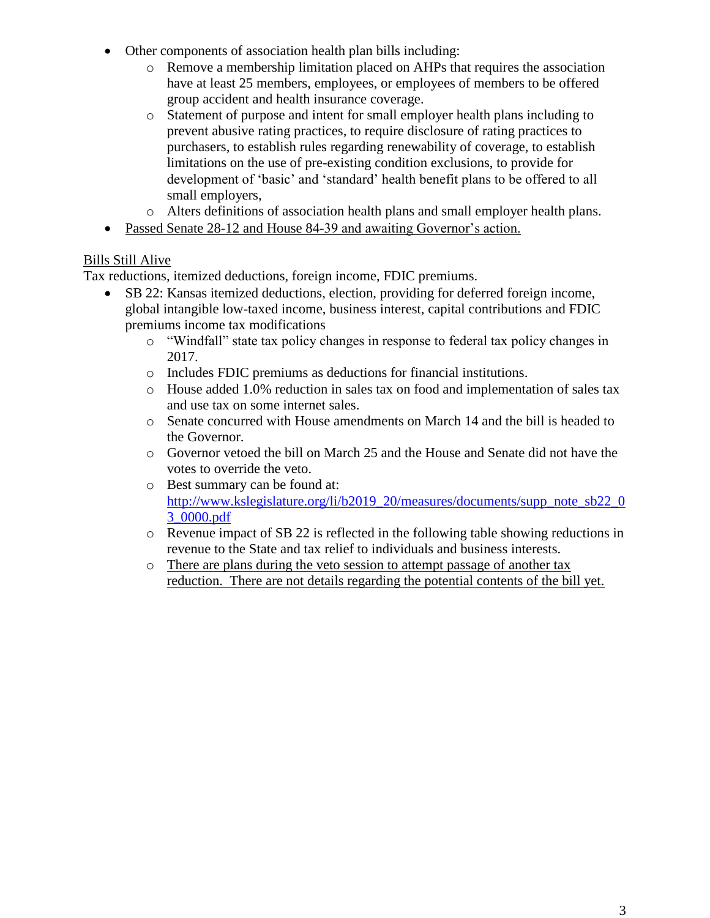- Other components of association health plan bills including:
  - Remove a membership limitation placed on AHPs that requires the association have at least 25 members, employees, or employees of members to be offered group accident and health insurance coverage.
  - Statement of purpose and intent for small employer health plans including to prevent abusive rating practices, to require disclosure of rating practices to purchasers, to establish rules regarding renewability of coverage, to establish limitations on the use of pre-existing condition exclusions, to provide for development of 'basic' and 'standard' health benefit plans to be offered to all small employers,
  - Alters definitions of association health plans and small employer health plans.
- Passed Senate 28-12 and House 84-39 and awaiting Governor's action.

Bills Still Alive

Tax reductions, itemized deductions, foreign income, FDIC premiums.

- SB 22: Kansas itemized deductions, election, providing for deferred foreign income, global intangible low-taxed income, business interest, capital contributions and FDIC premiums income tax modifications
  - "Windfall" state tax policy changes in response to federal tax policy changes in 2017.
  - Includes FDIC premiums as deductions for financial institutions.
  - House added 1.0% reduction in sales tax on food and implementation of sales tax and use tax on some internet sales.
  - Senate concurred with House amendments on March 14 and the bill is headed to the Governor.
  - Governor vetoed the bill on March 25 and the House and Senate did not have the votes to override the veto.
  - Best summary can be found at: http://www.kslegislature.org/li/b2019_20/measures/documents/supp_note_sb22_03_0000.pdf
  - Revenue impact of SB 22 is reflected in the following table showing reductions in revenue to the State and tax relief to individuals and business interests.
  - There are plans during the veto session to attempt passage of another tax reduction. There are not details regarding the potential contents of the bill yet.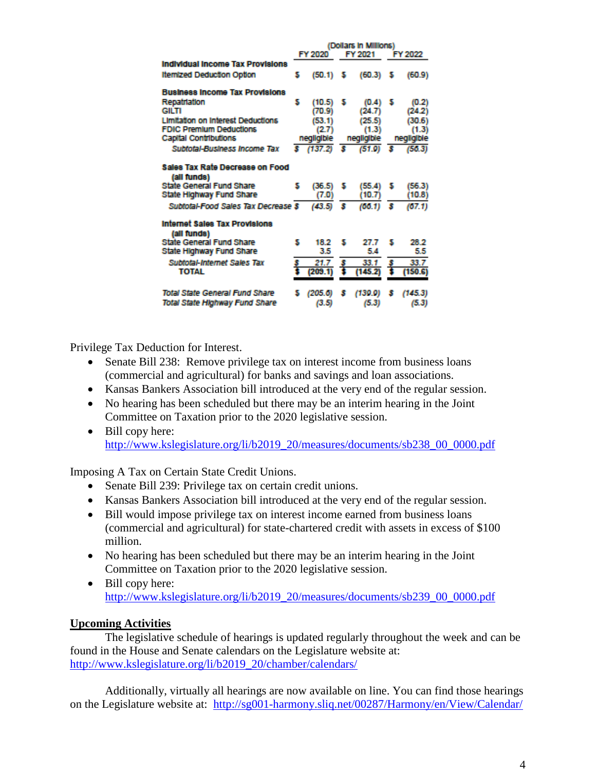| | (Dollars in Millions) | | |
|---|---|---|---|
| | FY 2020 | FY 2021 | FY 2022 |
| **Individual Income Tax Provisions** | | | |
| Itemized Deduction Option | $ (50.1) | $ (60.3) | $ (60.9) |
| **Business Income Tax Provisions** | | | |
| Repatriation | $ (10.5) | $ (0.4) | $ (0.2) |
| GILTI | (70.9) | (24.7) | (24.2) |
| Limitation on Interest Deductions | (53.1) | (25.5) | (30.6) |
| FDIC Premium Deductions | (2.7) | (1.3) | (1.3) |
| Capital Contributions | negligible | negligible | negligible |
| *Subtotal-Business Income Tax* | *$ (137.2)* | *$ (51.9)* | *$ (56.3)* |
| **Sales Tax Rate Decrease on Food (all funds)** | | | |
| State General Fund Share | $ (36.5) | $ (55.4) | $ (56.3) |
| State Highway Fund Share | (7.0) | (10.7) | (10.8) |
| *Subtotal-Food Sales Tax Decrease* | *$ (43.5)* | *$ (66.1)* | *$ (67.1)* |
| **Internet Sales Tax Provisions (all funds)** | | | |
| State General Fund Share | $ 18.2 | $ 27.7 | $ 28.2 |
| State Highway Fund Share | 3.5 | 5.4 | 5.5 |
| *Subtotal-Internet Sales Tax* | *$ 21.7* | *$ 33.1* | *$ 33.7* |
| **TOTAL** | **$ (209.1)** | **$ (145.2)** | **$ (150.6)** |
| *Total State General Fund Share* | *$ (205.6)* | *$ (139.9)* | *$ (145.3)* |
| *Total State Highway Fund Share* | *(3.5)* | *(5.3)* | *(5.3)* |

Privilege Tax Deduction for Interest.

- Senate Bill 238: Remove privilege tax on interest income from business loans (commercial and agricultural) for banks and savings and loan associations.
- Kansas Bankers Association bill introduced at the very end of the regular session.
- No hearing has been scheduled but there may be an interim hearing in the Joint Committee on Taxation prior to the 2020 legislative session.
- Bill copy here: http://www.kslegislature.org/li/b2019_20/measures/documents/sb238_00_0000.pdf

Imposing A Tax on Certain State Credit Unions.

- Senate Bill 239: Privilege tax on certain credit unions.
- Kansas Bankers Association bill introduced at the very end of the regular session.
- Bill would impose privilege tax on interest income earned from business loans (commercial and agricultural) for state-chartered credit with assets in excess of $100 million.
- No hearing has been scheduled but there may be an interim hearing in the Joint Committee on Taxation prior to the 2020 legislative session.
- Bill copy here: http://www.kslegislature.org/li/b2019_20/measures/documents/sb239_00_0000.pdf

## Upcoming Activities

The legislative schedule of hearings is updated regularly throughout the week and can be found in the House and Senate calendars on the Legislature website at: http://www.kslegislature.org/li/b2019_20/chamber/calendars/

Additionally, virtually all hearings are now available on line. You can find those hearings on the Legislature website at: http://sg001-harmony.sliq.net/00287/Harmony/en/View/Calendar/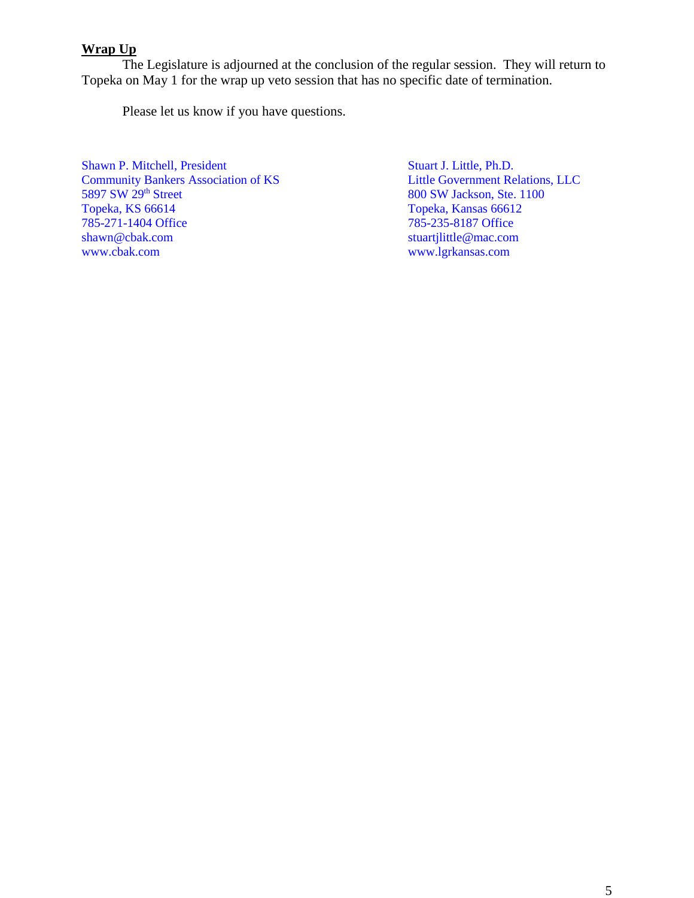**Wrap Up**

The Legislature is adjourned at the conclusion of the regular session. They will return to Topeka on May 1 for the wrap up veto session that has no specific date of termination.

Please let us know if you have questions.

Shawn P. Mitchell, President
Community Bankers Association of KS
5897 SW 29th Street
Topeka, KS 66614
785-271-1404 Office
shawn@cbak.com
www.cbak.com

Stuart J. Little, Ph.D.
Little Government Relations, LLC
800 SW Jackson, Ste. 1100
Topeka, Kansas 66612
785-235-8187 Office
stuartjlittle@mac.com
www.lgrkansas.com